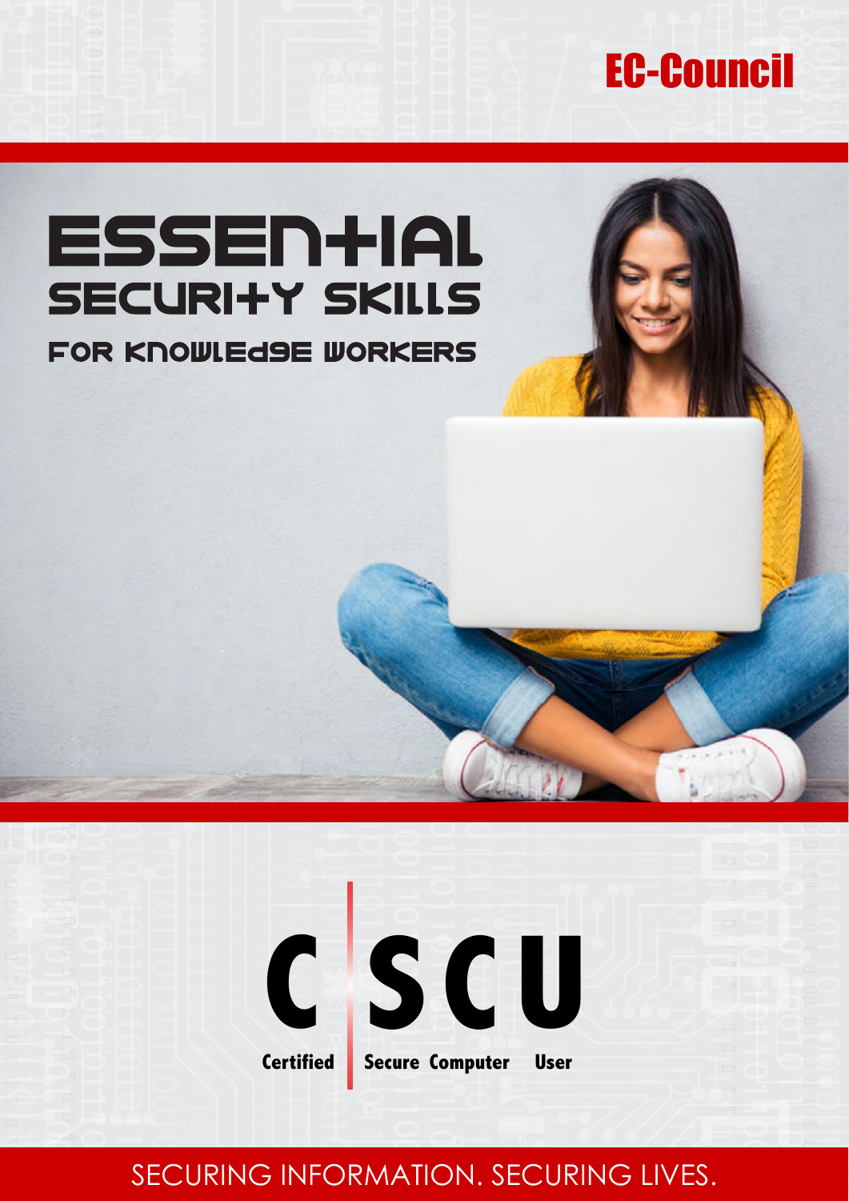EC-Council

# ESSENTIAL SECURITY SKILLS

## FOR KNOWLEDGE WORKERS

# C | S C U

**Certified** | **Secure Computer User**

SECURING INFORMATION. SECURING LIVES.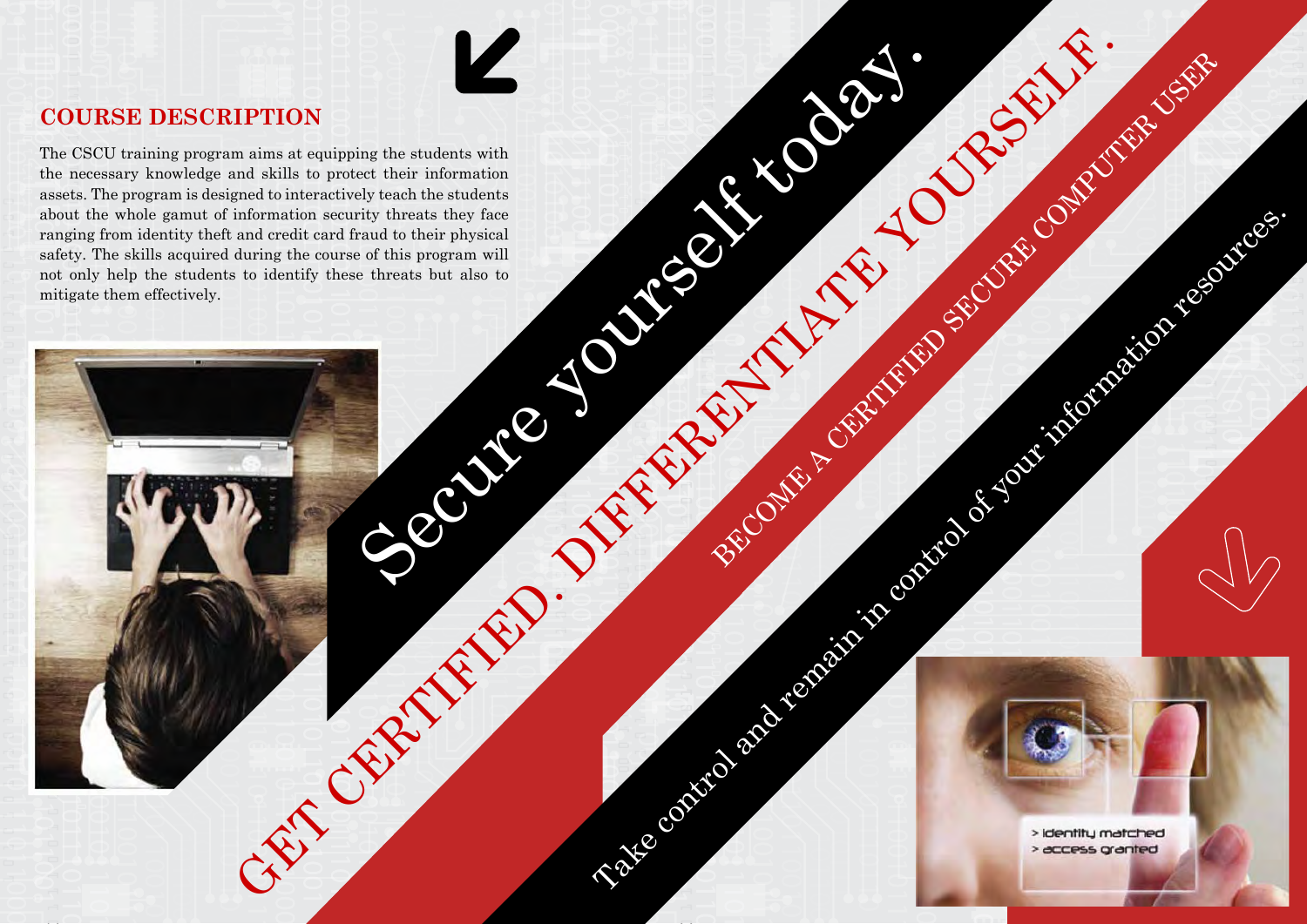## COURSE DESCRIPTION

The CSCU training program aims at equipping the students with the necessary knowledge and skills to protect their information assets. The program is designed to interactively teach the students about the whole gamut of information security threats they face ranging from identity theft and credit card fraud to their physical safety. The skills acquired during the course of this program will not only help the students to identify these threats but also to mitigate them effectively.

Secure yourself today.

GET CERTIFIED. DIFFERENTIATE YOURSELF.

BECOME A CERTIFIED SECURE COMPUTER USER

Take control and remain in control of your information resources.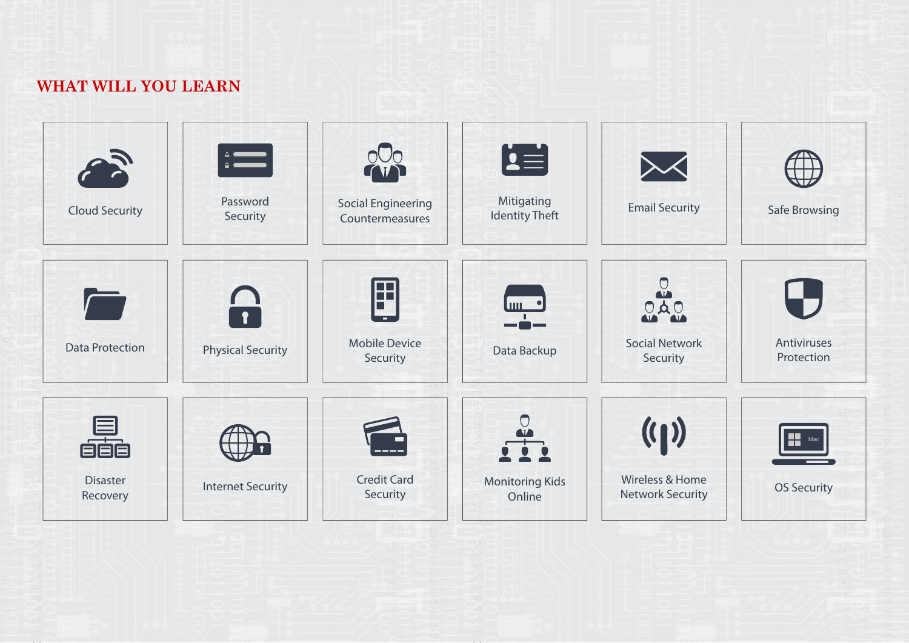## WHAT WILL YOU LEARN

- Cloud Security
- Password Security
- Social Engineering Countermeasures
- Mitigating Identity Theft
- Email Security
- Safe Browsing
- Data Protection
- Physical Security
- Mobile Device Security
- Data Backup
- Social Network Security
- Antiviruses Protection
- Disaster Recovery
- Internet Security
- Credit Card Security
- Monitoring Kids Online
- Wireless & Home Network Security
- OS Security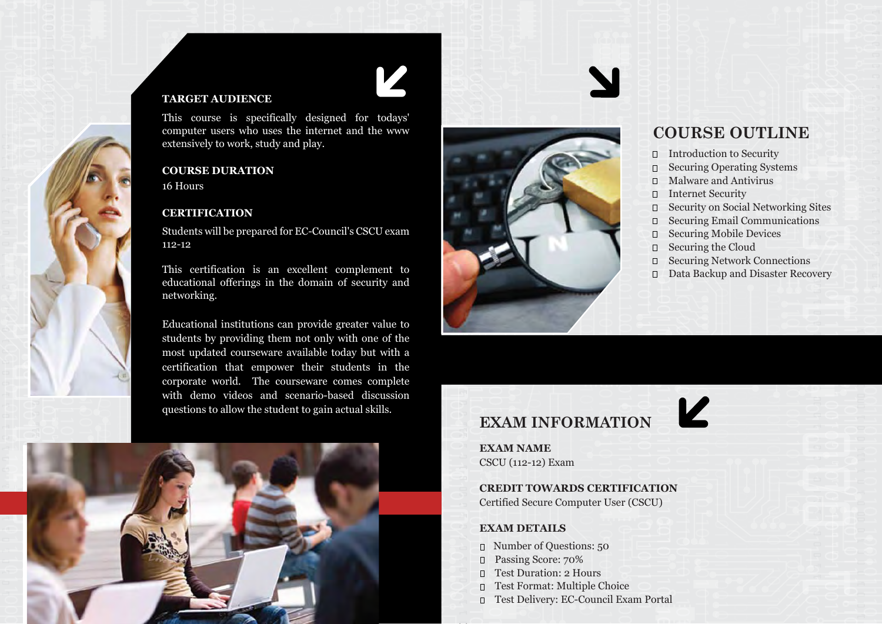### TARGET AUDIENCE

This course is specifically designed for todays' computer users who uses the internet and the www extensively to work, study and play.

### COURSE DURATION

16 Hours

### CERTIFICATION

Students will be prepared for EC-Council's CSCU exam 112-12

This certification is an excellent complement to educational offerings in the domain of security and networking.

Educational institutions can provide greater value to students by providing them not only with one of the most updated courseware available today but with a certification that empower their students in the corporate world. The courseware comes complete with demo videos and scenario-based discussion questions to allow the student to gain actual skills.

## COURSE OUTLINE

- Introduction to Security
- Securing Operating Systems
- Malware and Antivirus
- Internet Security
- Security on Social Networking Sites
- Securing Email Communications
- Securing Mobile Devices
- Securing the Cloud
- Securing Network Connections
- Data Backup and Disaster Recovery

## EXAM INFORMATION

### EXAM NAME

CSCU (112-12) Exam

### CREDIT TOWARDS CERTIFICATION

Certified Secure Computer User (CSCU)

### EXAM DETAILS

- Number of Questions: 50
- Passing Score: 70%
- Test Duration: 2 Hours
- Test Format: Multiple Choice
- Test Delivery: EC-Council Exam Portal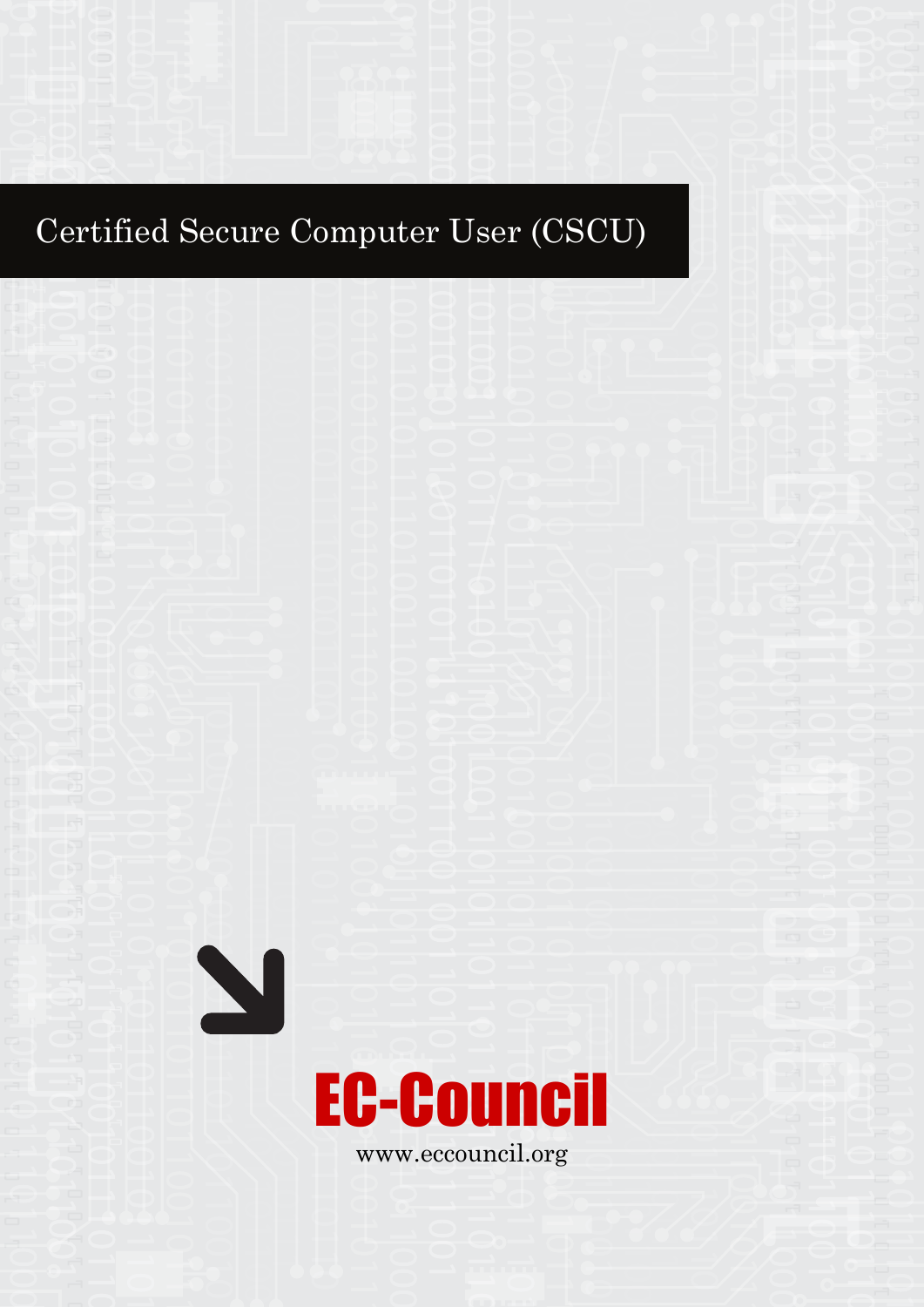Certified Secure Computer User (CSCU)

EC-Council

www.eccouncil.org